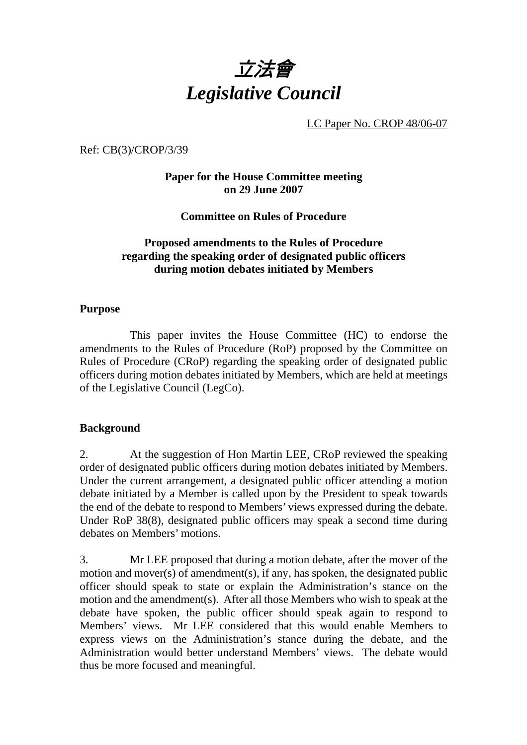# *立法會*
# *Legislative Council*

LC Paper No. CROP 48/06-07

Ref: CB(3)/CROP/3/39

**Paper for the House Committee meeting on 29 June 2007**

**Committee on Rules of Procedure**

**Proposed amendments to the Rules of Procedure regarding the speaking order of designated public officers during motion debates initiated by Members**

## Purpose

This paper invites the House Committee (HC) to endorse the amendments to the Rules of Procedure (RoP) proposed by the Committee on Rules of Procedure (CRoP) regarding the speaking order of designated public officers during motion debates initiated by Members, which are held at meetings of the Legislative Council (LegCo).

## Background

2. At the suggestion of Hon Martin LEE, CRoP reviewed the speaking order of designated public officers during motion debates initiated by Members. Under the current arrangement, a designated public officer attending a motion debate initiated by a Member is called upon by the President to speak towards the end of the debate to respond to Members' views expressed during the debate. Under RoP 38(8), designated public officers may speak a second time during debates on Members' motions.

3. Mr LEE proposed that during a motion debate, after the mover of the motion and mover(s) of amendment(s), if any, has spoken, the designated public officer should speak to state or explain the Administration's stance on the motion and the amendment(s). After all those Members who wish to speak at the debate have spoken, the public officer should speak again to respond to Members' views. Mr LEE considered that this would enable Members to express views on the Administration's stance during the debate, and the Administration would better understand Members' views. The debate would thus be more focused and meaningful.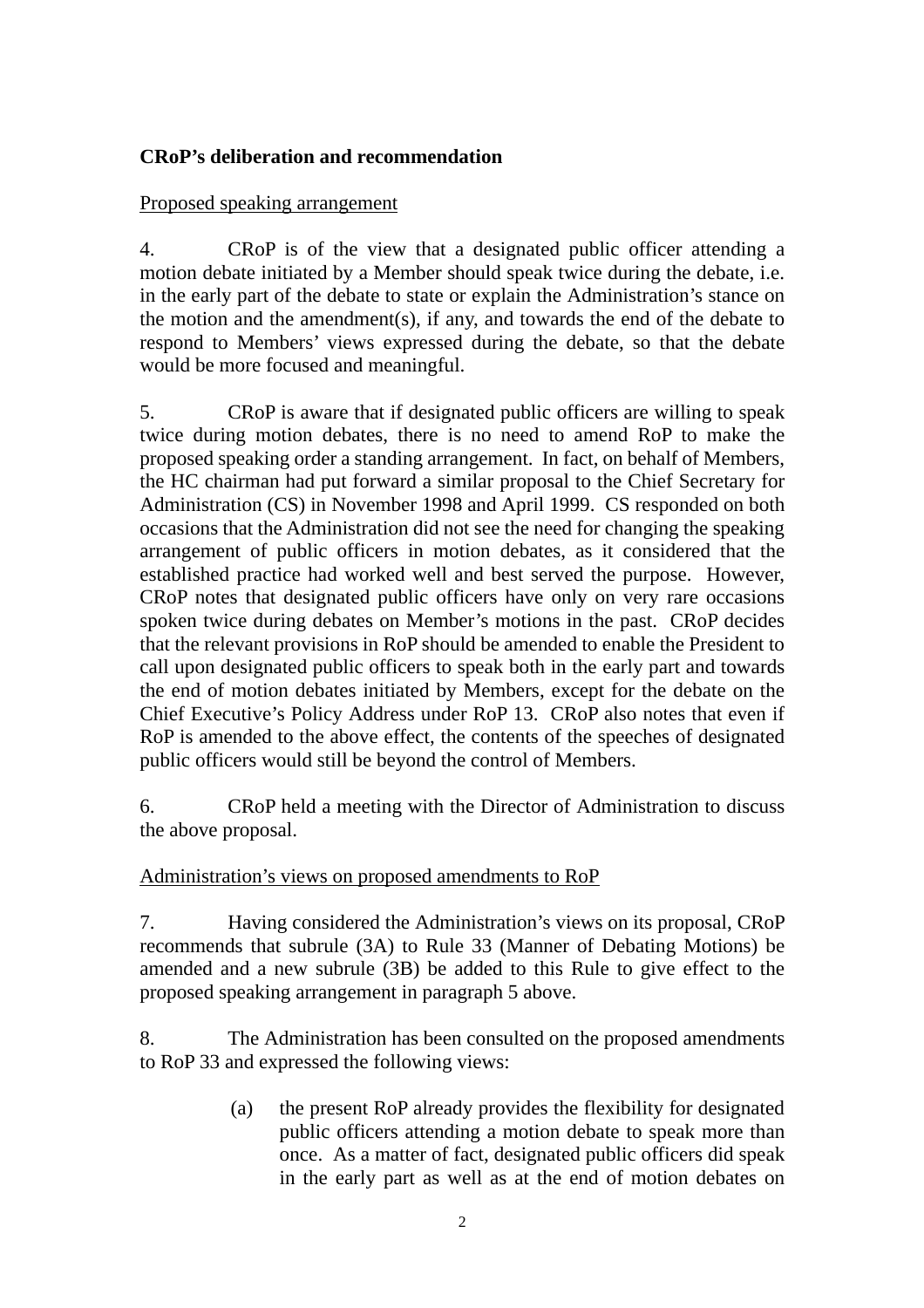**CRoP's deliberation and recommendation**

Proposed speaking arrangement

4. CRoP is of the view that a designated public officer attending a motion debate initiated by a Member should speak twice during the debate, i.e. in the early part of the debate to state or explain the Administration's stance on the motion and the amendment(s), if any, and towards the end of the debate to respond to Members' views expressed during the debate, so that the debate would be more focused and meaningful.

5. CRoP is aware that if designated public officers are willing to speak twice during motion debates, there is no need to amend RoP to make the proposed speaking order a standing arrangement. In fact, on behalf of Members, the HC chairman had put forward a similar proposal to the Chief Secretary for Administration (CS) in November 1998 and April 1999. CS responded on both occasions that the Administration did not see the need for changing the speaking arrangement of public officers in motion debates, as it considered that the established practice had worked well and best served the purpose. However, CRoP notes that designated public officers have only on very rare occasions spoken twice during debates on Member's motions in the past. CRoP decides that the relevant provisions in RoP should be amended to enable the President to call upon designated public officers to speak both in the early part and towards the end of motion debates initiated by Members, except for the debate on the Chief Executive's Policy Address under RoP 13. CRoP also notes that even if RoP is amended to the above effect, the contents of the speeches of designated public officers would still be beyond the control of Members.

6. CRoP held a meeting with the Director of Administration to discuss the above proposal.

Administration's views on proposed amendments to RoP

7. Having considered the Administration's views on its proposal, CRoP recommends that subrule (3A) to Rule 33 (Manner of Debating Motions) be amended and a new subrule (3B) be added to this Rule to give effect to the proposed speaking arrangement in paragraph 5 above.

8. The Administration has been consulted on the proposed amendments to RoP 33 and expressed the following views:

(a) the present RoP already provides the flexibility for designated public officers attending a motion debate to speak more than once. As a matter of fact, designated public officers did speak in the early part as well as at the end of motion debates on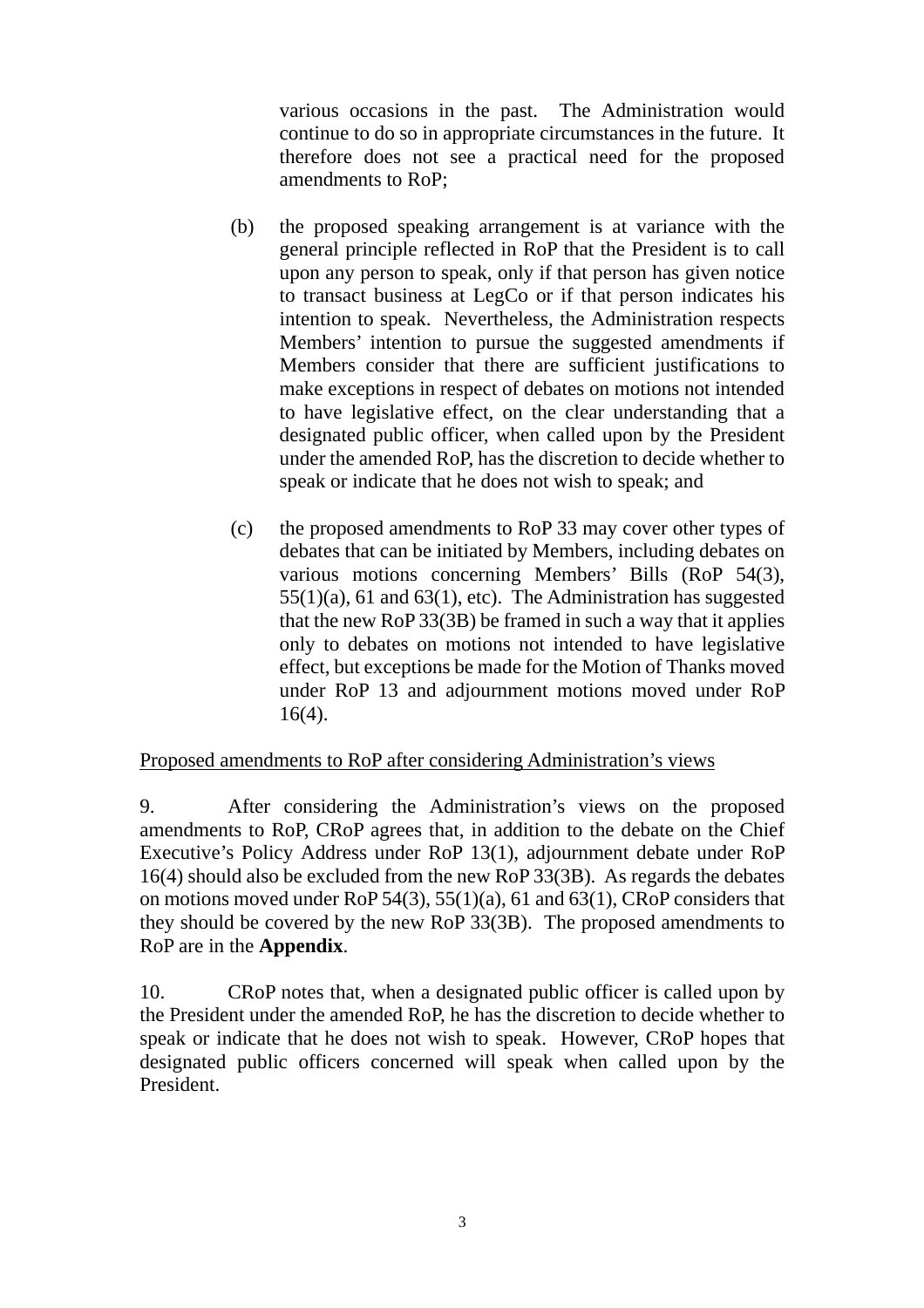various occasions in the past. The Administration would continue to do so in appropriate circumstances in the future. It therefore does not see a practical need for the proposed amendments to RoP;

(b) the proposed speaking arrangement is at variance with the general principle reflected in RoP that the President is to call upon any person to speak, only if that person has given notice to transact business at LegCo or if that person indicates his intention to speak. Nevertheless, the Administration respects Members' intention to pursue the suggested amendments if Members consider that there are sufficient justifications to make exceptions in respect of debates on motions not intended to have legislative effect, on the clear understanding that a designated public officer, when called upon by the President under the amended RoP, has the discretion to decide whether to speak or indicate that he does not wish to speak; and

(c) the proposed amendments to RoP 33 may cover other types of debates that can be initiated by Members, including debates on various motions concerning Members' Bills (RoP 54(3), 55(1)(a), 61 and 63(1), etc). The Administration has suggested that the new RoP 33(3B) be framed in such a way that it applies only to debates on motions not intended to have legislative effect, but exceptions be made for the Motion of Thanks moved under RoP 13 and adjournment motions moved under RoP 16(4).

<u>Proposed amendments to RoP after considering Administration's views</u>

9. After considering the Administration's views on the proposed amendments to RoP, CRoP agrees that, in addition to the debate on the Chief Executive's Policy Address under RoP 13(1), adjournment debate under RoP 16(4) should also be excluded from the new RoP 33(3B). As regards the debates on motions moved under RoP 54(3), 55(1)(a), 61 and 63(1), CRoP considers that they should be covered by the new RoP 33(3B). The proposed amendments to RoP are in the **Appendix**.

10. CRoP notes that, when a designated public officer is called upon by the President under the amended RoP, he has the discretion to decide whether to speak or indicate that he does not wish to speak. However, CRoP hopes that designated public officers concerned will speak when called upon by the President.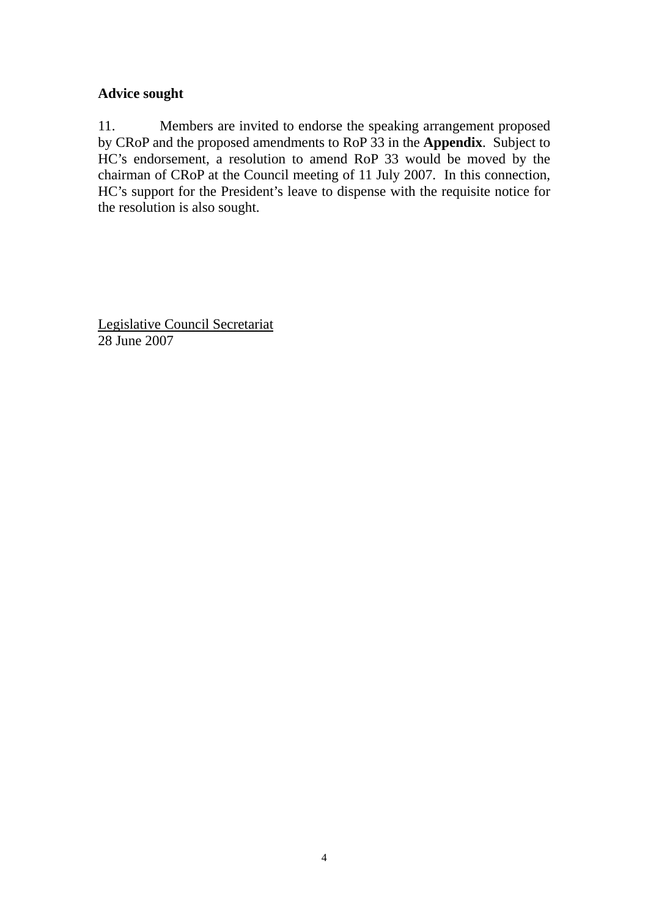## Advice sought

11. Members are invited to endorse the speaking arrangement proposed by CRoP and the proposed amendments to RoP 33 in the **Appendix**. Subject to HC's endorsement, a resolution to amend RoP 33 would be moved by the chairman of CRoP at the Council meeting of 11 July 2007. In this connection, HC's support for the President's leave to dispense with the requisite notice for the resolution is also sought.

Legislative Council Secretariat
28 June 2007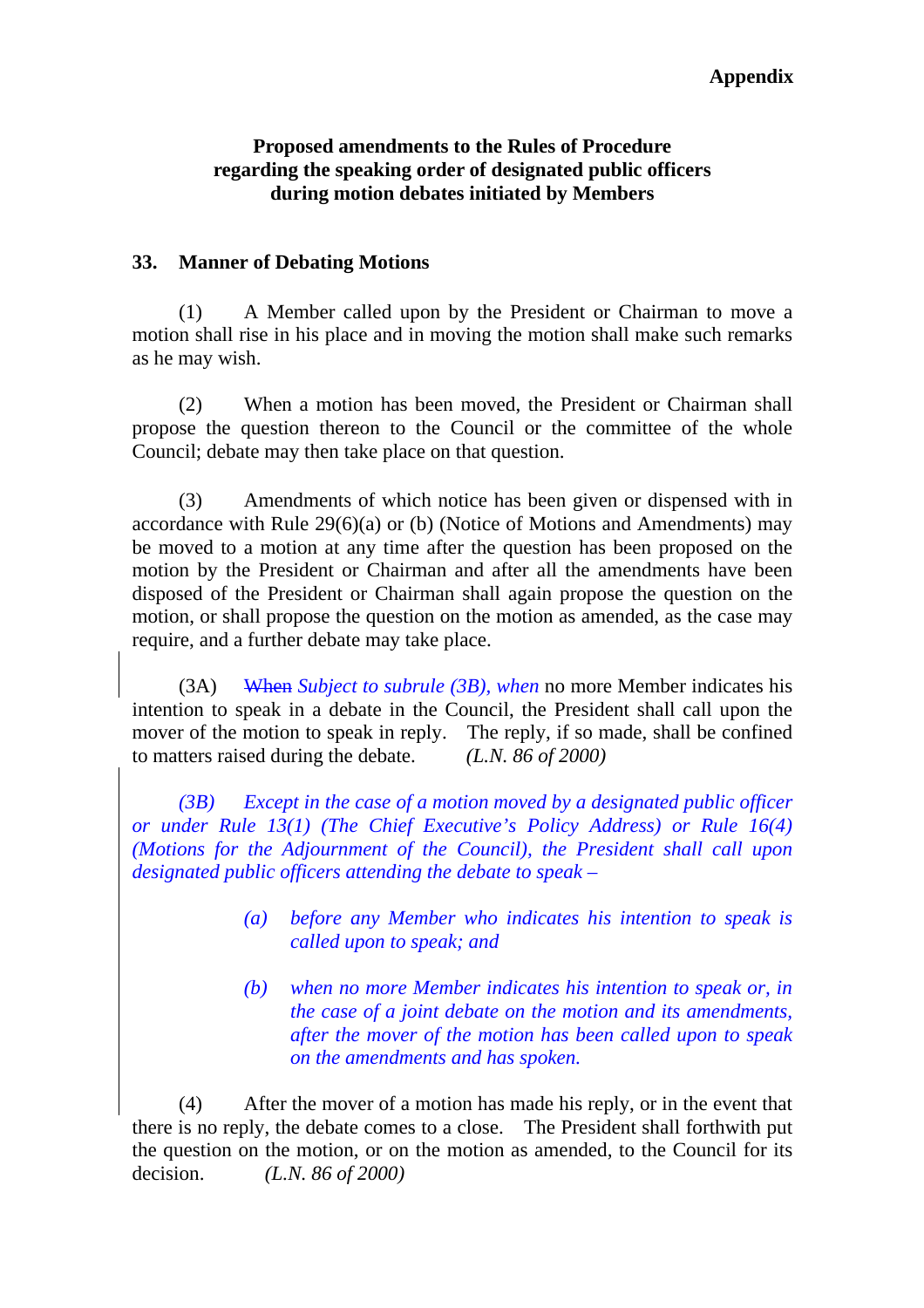**Appendix**

**Proposed amendments to the Rules of Procedure regarding the speaking order of designated public officers during motion debates initiated by Members**

**33. Manner of Debating Motions**

(1) A Member called upon by the President or Chairman to move a motion shall rise in his place and in moving the motion shall make such remarks as he may wish.

(2) When a motion has been moved, the President or Chairman shall propose the question thereon to the Council or the committee of the whole Council; debate may then take place on that question.

(3) Amendments of which notice has been given or dispensed with in accordance with Rule 29(6)(a) or (b) (Notice of Motions and Amendments) may be moved to a motion at any time after the question has been proposed on the motion by the President or Chairman and after all the amendments have been disposed of the President or Chairman shall again propose the question on the motion, or shall propose the question on the motion as amended, as the case may require, and a further debate may take place.

(3A) ~~When~~ *Subject to subrule (3B), when* no more Member indicates his intention to speak in a debate in the Council, the President shall call upon the mover of the motion to speak in reply. The reply, if so made, shall be confined to matters raised during the debate. *(L.N. 86 of 2000)*

*(3B) Except in the case of a motion moved by a designated public officer or under Rule 13(1) (The Chief Executive's Policy Address) or Rule 16(4) (Motions for the Adjournment of the Council), the President shall call upon designated public officers attending the debate to speak –*

> *(a) before any Member who indicates his intention to speak is called upon to speak; and*
>
> *(b) when no more Member indicates his intention to speak or, in the case of a joint debate on the motion and its amendments, after the mover of the motion has been called upon to speak on the amendments and has spoken.*

(4) After the mover of a motion has made his reply, or in the event that there is no reply, the debate comes to a close. The President shall forthwith put the question on the motion, or on the motion as amended, to the Council for its decision. *(L.N. 86 of 2000)*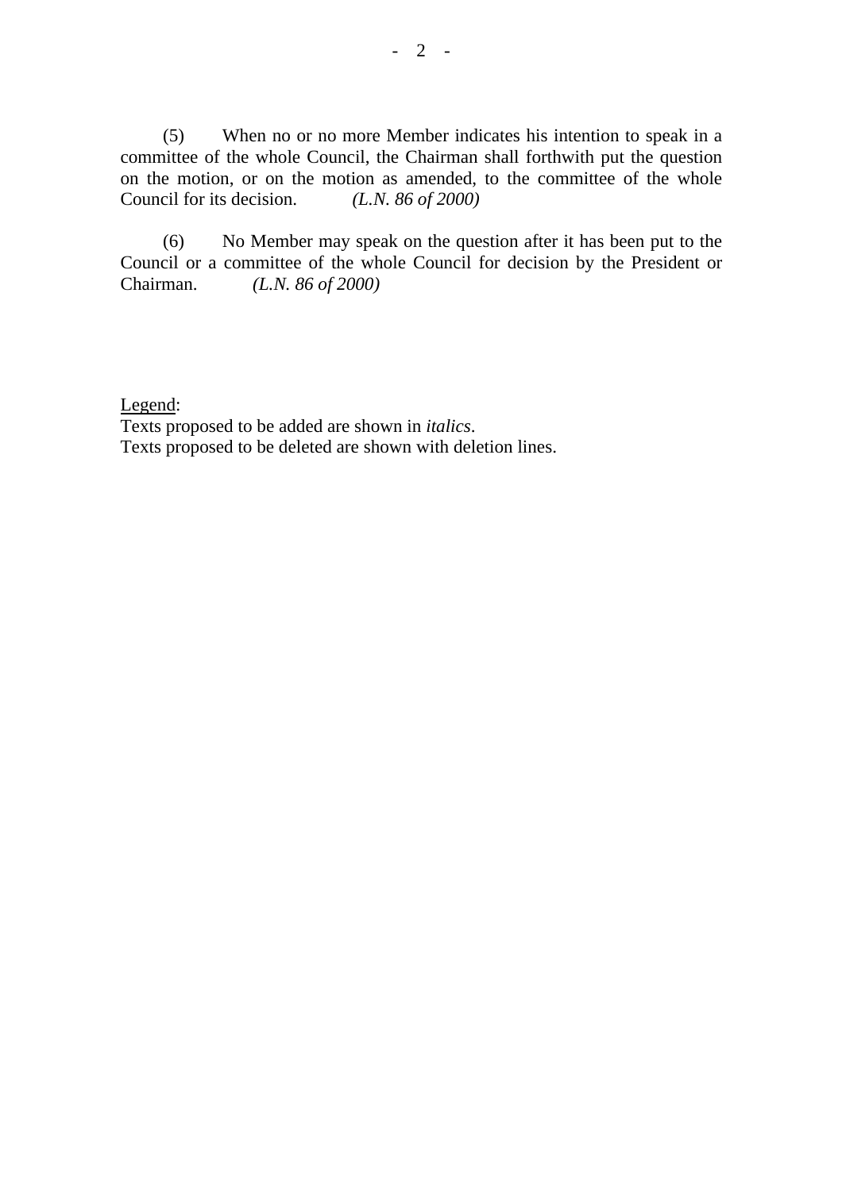(5) When no or no more Member indicates his intention to speak in a committee of the whole Council, the Chairman shall forthwith put the question on the motion, or on the motion as amended, to the committee of the whole Council for its decision. *(L.N. 86 of 2000)*

(6) No Member may speak on the question after it has been put to the Council or a committee of the whole Council for decision by the President or Chairman. *(L.N. 86 of 2000)*

<u>Legend</u>:
Texts proposed to be added are shown in *italics*.
Texts proposed to be deleted are shown with deletion lines.